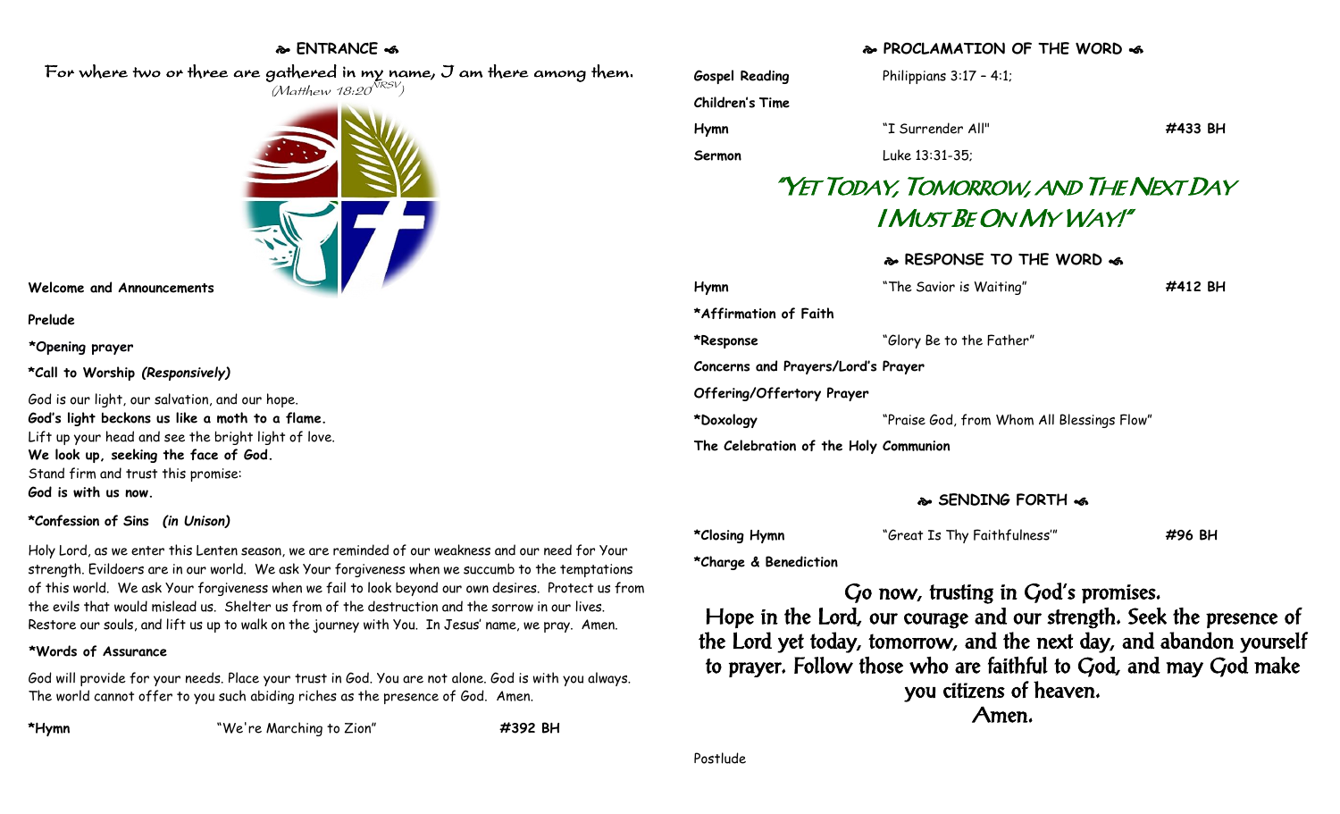## ENTRANCE

*For where two or three are gathered in my name, I am there among them.*
*(Matthew 18:20 NRSV)*

**Welcome and Announcements**

**Prelude**

**\*Opening prayer**

**\*Call to Worship *(Responsively)***

God is our light, our salvation, and our hope.
**God's light beckons us like a moth to a flame.**
Lift up your head and see the bright light of love.
**We look up, seeking the face of God.**
Stand firm and trust this promise:
**God is with us now.**

**\*Confession of Sins *(in Unison)***

Holy Lord, as we enter this Lenten season, we are reminded of our weakness and our need for Your strength. Evildoers are in our world. We ask Your forgiveness when we succumb to the temptations of this world. We ask Your forgiveness when we fail to look beyond our own desires. Protect us from the evils that would mislead us. Shelter us from of the destruction and the sorrow in our lives. Restore our souls, and lift us up to walk on the journey with You. In Jesus' name, we pray. Amen.

**\*Words of Assurance**

God will provide for your needs. Place your trust in God. You are not alone. God is with you always. The world cannot offer to you such abiding riches as the presence of God. Amen.

| | | |
|---|---|---|
| **\*Hymn** | "We're Marching to Zion" | **#392 BH** |

## PROCLAMATION OF THE WORD

| | | |
|---|---|---|
| **Gospel Reading** | Philippians 3:17 – 4:1; | |
| **Children's Time** | | |
| **Hymn** | "I Surrender All" | **#433 BH** |
| **Sermon** | Luke 13:31-35; | |

# "Yet Today, Tomorrow, and The Next Day I Must Be On My Way!"

## RESPONSE TO THE WORD

| | | |
|---|---|---|
| **Hymn** | "The Savior is Waiting" | **#412 BH** |
| **\*Affirmation of Faith** | | |
| **\*Response** | "Glory Be to the Father" | |
| **Concerns and Prayers/Lord's Prayer** | | |
| **Offering/Offertory Prayer** | | |
| **\*Doxology** | "Praise God, from Whom All Blessings Flow" | |
| **The Celebration of the Holy Communion** | | |

## SENDING FORTH

| | | |
|---|---|---|
| **\*Closing Hymn** | "Great Is Thy Faithfulness'" | **#96 BH** |
| **\*Charge & Benediction** | | |

Go now, trusting in God's promises.
Hope in the Lord, our courage and our strength. Seek the presence of the Lord yet today, tomorrow, and the next day, and abandon yourself to prayer. Follow those who are faithful to God, and may God make you citizens of heaven.
Amen.

Postlude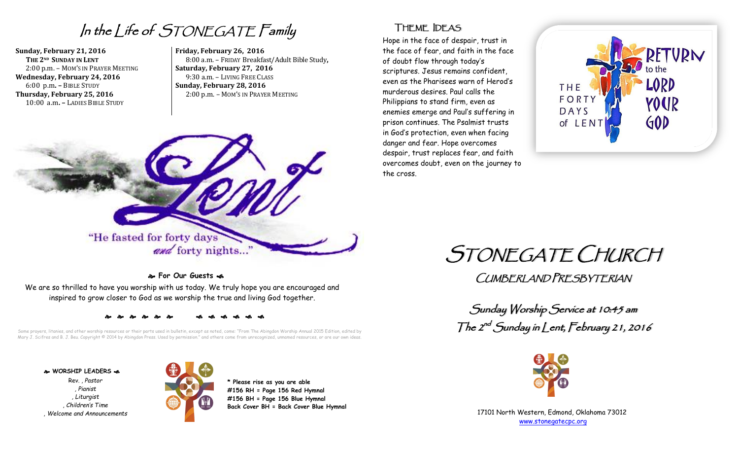# In the Life of STONEGATE Family

**Sunday, February 21, 2016**
**THE 2ND SUNDAY IN LENT**
2:00 p.m. – MOM'S IN PRAYER MEETING
**Wednesday, February 24, 2016**
6:00 p.m. – BIBLE STUDY
**Thursday, February 25, 2016**
10:00 a.m. – LADIES BIBLE STUDY

**Friday, February 26, 2016**
8:00 a.m. – FRIDAY Breakfast/Adult Bible Study,
**Saturday, February 27, 2016**
9:30 a.m. – LIVING FREE CLASS
**Sunday, February 28, 2016**
2:00 p.m. – MOM'S IN PRAYER MEETING

Lent

"He fasted for forty days and forty nights..."

**For Our Guests**

We are so thrilled to have you worship with us today. We truly hope you are encouraged and inspired to grow closer to God as we worship the true and living God together.

Some prayers, litanies, and other worship resources or their parts used in bulletin, except as noted, come: "From The Abingdon Worship Annual 2015 Edition, edited by Mary J. Scifres and B. J. Beu. Copyright © 2014 by Abingdon Press. Used by permission." and others come from unrecognized, unnamed resources, or are our own ideas.

**WORSHIP LEADERS**

Rev. , *Pastor*
, *Pianist*
, *Liturgist*
, *Children's Time*
, *Welcome and Announcements*

**\* Please rise as you are able**
**#156 RH = Page 156 Red Hymnal**
**#156 BH = Page 156 Blue Hymnal**
**Back Cover BH = Back Cover Blue Hymnal**

## THEME IDEAS

Hope in the face of despair, trust in the face of fear, and faith in the face of doubt flow through today's scriptures. Jesus remains confident, even as the Pharisees warn of Herod's murderous desires. Paul calls the Philippians to stand firm, even as enemies emerge and Paul's suffering in prison continues. The Psalmist trusts in God's protection, even when facing danger and fear. Hope overcomes despair, trust replaces fear, and faith overcomes doubt, even on the journey to the cross.

THE FORTY DAYS of LENT
RETURN to the LORD YOUR GOD

# STONEGATE CHURCH

## CUMBERLAND PRESBYTERIAN

### Sunday Worship Service at 10:45 am
### The 2nd Sunday in Lent, February 21, 2016

17101 North Western, Edmond, Oklahoma 73012
www.stonegatecpc.org